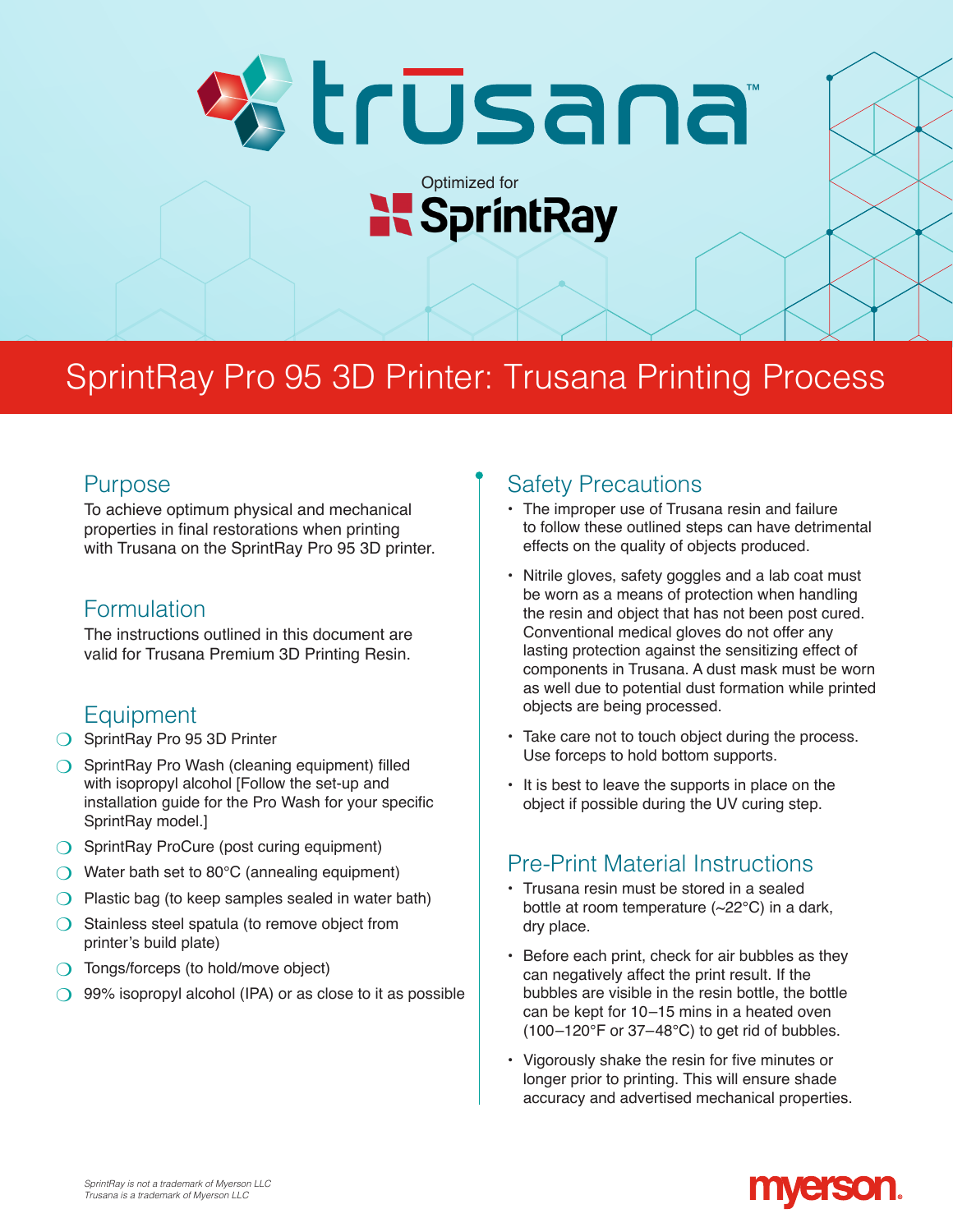# trūsana™

Optimized for SprintRay

## SprintRay Pro 95 3D Printer: Trusana Printing Process

### Purpose

To achieve optimum physical and mechanical properties in final restorations when printing with Trusana on the SprintRay Pro 95 3D printer.

### Formulation

The instructions outlined in this document are valid for Trusana Premium 3D Printing Resin.

### Equipment

- SprintRay Pro 95 3D Printer
- SprintRay Pro Wash (cleaning equipment) filled with isopropyl alcohol [Follow the set-up and installation guide for the Pro Wash for your specific SprintRay model.]
- SprintRay ProCure (post curing equipment)
- Water bath set to 80°C (annealing equipment)
- Plastic bag (to keep samples sealed in water bath)
- Stainless steel spatula (to remove object from printer's build plate)
- Tongs/forceps (to hold/move object)
- 99% isopropyl alcohol (IPA) or as close to it as possible

### Safety Precautions

- The improper use of Trusana resin and failure to follow these outlined steps can have detrimental effects on the quality of objects produced.
- Nitrile gloves, safety goggles and a lab coat must be worn as a means of protection when handling the resin and object that has not been post cured. Conventional medical gloves do not offer any lasting protection against the sensitizing effect of components in Trusana. A dust mask must be worn as well due to potential dust formation while printed objects are being processed.
- Take care not to touch object during the process. Use forceps to hold bottom supports.
- It is best to leave the supports in place on the object if possible during the UV curing step.

### Pre-Print Material Instructions

- Trusana resin must be stored in a sealed bottle at room temperature (~22°C) in a dark, dry place.
- Before each print, check for air bubbles as they can negatively affect the print result. If the bubbles are visible in the resin bottle, the bottle can be kept for 10–15 mins in a heated oven (100–120°F or 37–48°C) to get rid of bubbles.
- Vigorously shake the resin for five minutes or longer prior to printing. This will ensure shade accuracy and advertised mechanical properties.

*SprintRay is not a trademark of Myerson LLC*
*Trusana is a trademark of Myerson LLC*

myerson.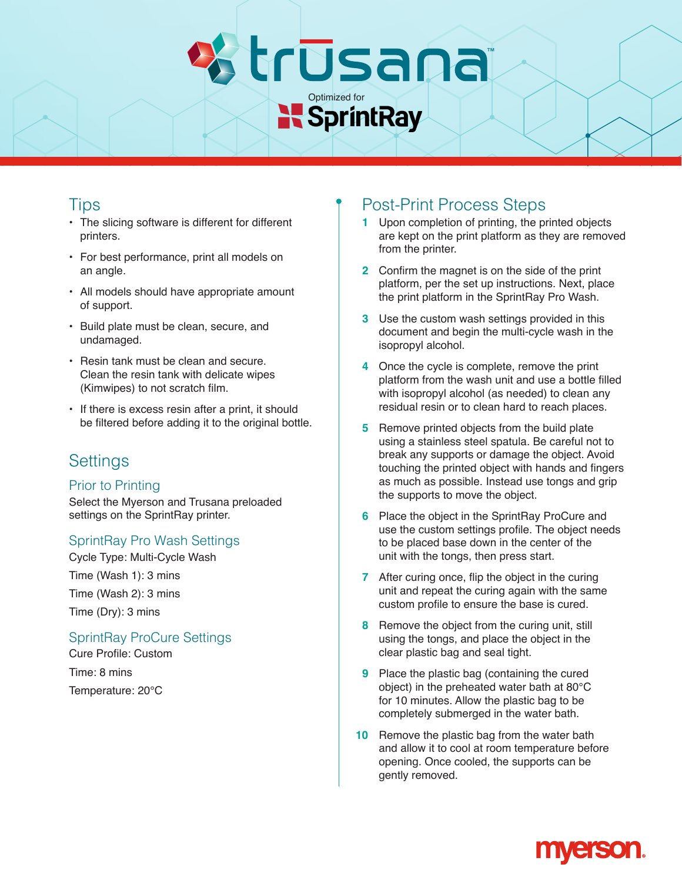# trūsana™

Optimized for SprintRay

## Tips

- The slicing software is different for different printers.
- For best performance, print all models on an angle.
- All models should have appropriate amount of support.
- Build plate must be clean, secure, and undamaged.
- Resin tank must be clean and secure. Clean the resin tank with delicate wipes (Kimwipes) to not scratch film.
- If there is excess resin after a print, it should be filtered before adding it to the original bottle.

## Settings

### Prior to Printing

Select the Myerson and Trusana preloaded settings on the SprintRay printer.

### SprintRay Pro Wash Settings

Cycle Type: Multi-Cycle Wash

Time (Wash 1): 3 mins

Time (Wash 2): 3 mins

Time (Dry): 3 mins

### SprintRay ProCure Settings

Cure Profile: Custom

Time: 8 mins

Temperature: 20°C

## Post-Print Process Steps

1. Upon completion of printing, the printed objects are kept on the print platform as they are removed from the printer.
2. Confirm the magnet is on the side of the print platform, per the set up instructions. Next, place the print platform in the SprintRay Pro Wash.
3. Use the custom wash settings provided in this document and begin the multi-cycle wash in the isopropyl alcohol.
4. Once the cycle is complete, remove the print platform from the wash unit and use a bottle filled with isopropyl alcohol (as needed) to clean any residual resin or to clean hard to reach places.
5. Remove printed objects from the build plate using a stainless steel spatula. Be careful not to break any supports or damage the object. Avoid touching the printed object with hands and fingers as much as possible. Instead use tongs and grip the supports to move the object.
6. Place the object in the SprintRay ProCure and use the custom settings profile. The object needs to be placed base down in the center of the unit with the tongs, then press start.
7. After curing once, flip the object in the curing unit and repeat the curing again with the same custom profile to ensure the base is cured.
8. Remove the object from the curing unit, still using the tongs, and place the object in the clear plastic bag and seal tight.
9. Place the plastic bag (containing the cured object) in the preheated water bath at 80°C for 10 minutes. Allow the plastic bag to be completely submerged in the water bath.
10. Remove the plastic bag from the water bath and allow it to cool at room temperature before opening. Once cooled, the supports can be gently removed.

myerson.